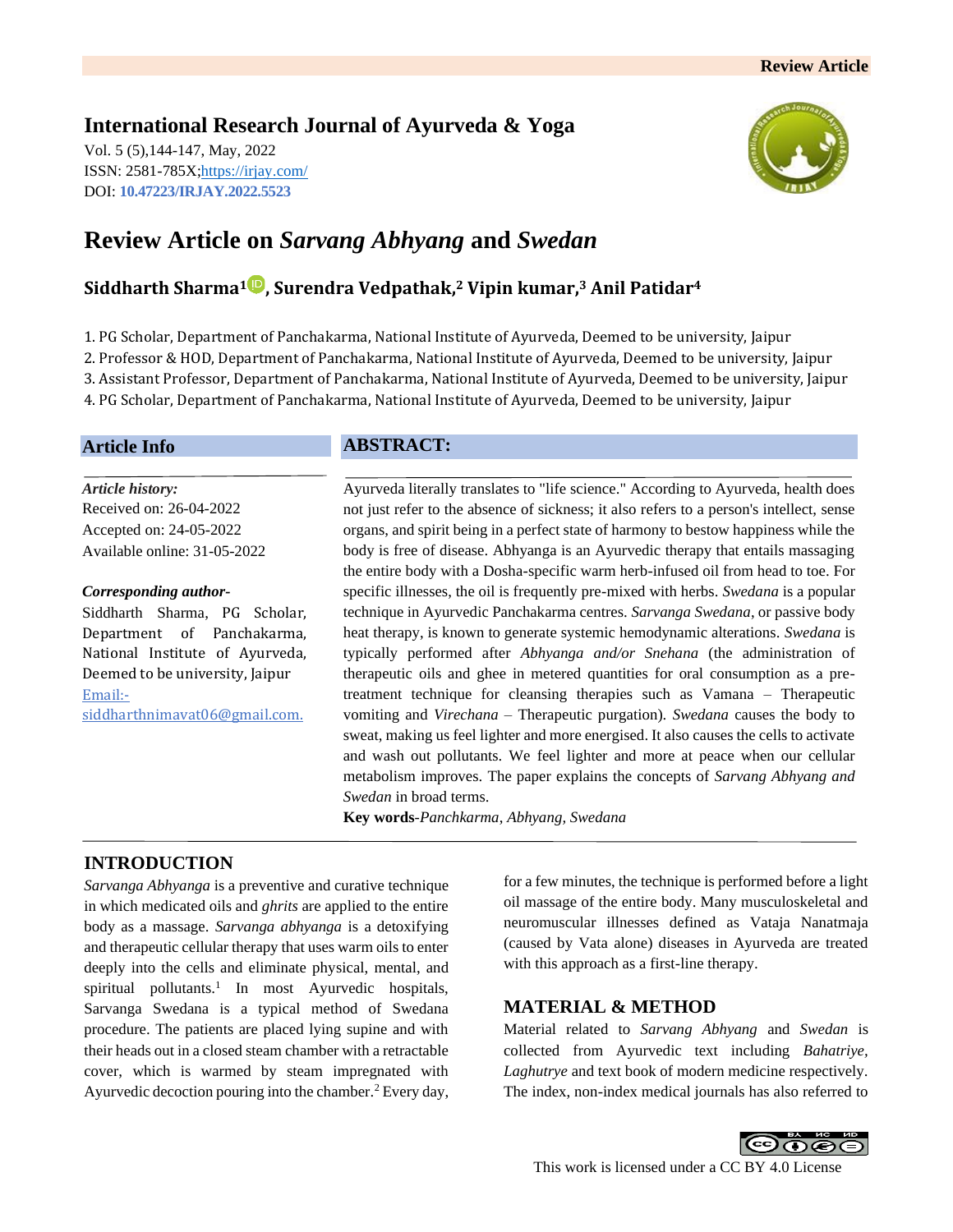Review Article

**International Research Journal of Ayurveda & Yoga**

Vol. 5 (5),144-147, May, 2022
ISSN: 2581-785X;https://irjay.com/
DOI: **10.47223/IRJAY.2022.5523**

# Review Article on *Sarvang Abhyang* and *Swedan*

**Siddharth Sharma[1], Surendra Vedpathak,[2] Vipin kumar,[3] Anil Patidar[4]**

1. PG Scholar, Department of Panchakarma, National Institute of Ayurveda, Deemed to be university, Jaipur
2. Professor & HOD, Department of Panchakarma, National Institute of Ayurveda, Deemed to be university, Jaipur
3. Assistant Professor, Department of Panchakarma, National Institute of Ayurveda, Deemed to be university, Jaipur
4. PG Scholar, Department of Panchakarma, National Institute of Ayurveda, Deemed to be university, Jaipur

## Article Info

***Article history:***
Received on: 26-04-2022
Accepted on: 24-05-2022
Available online: 31-05-2022

***Corresponding author-***
Siddharth Sharma, PG Scholar, Department of Panchakarma, National Institute of Ayurveda, Deemed to be university, Jaipur
Email:- siddharthnimavat06@gmail.com.

## ABSTRACT:

Ayurveda literally translates to "life science." According to Ayurveda, health does not just refer to the absence of sickness; it also refers to a person's intellect, sense organs, and spirit being in a perfect state of harmony to bestow happiness while the body is free of disease. Abhyanga is an Ayurvedic therapy that entails massaging the entire body with a Dosha-specific warm herb-infused oil from head to toe. For specific illnesses, the oil is frequently pre-mixed with herbs. *Swedana* is a popular technique in Ayurvedic Panchakarma centres. *Sarvanga Swedana*, or passive body heat therapy, is known to generate systemic hemodynamic alterations. *Swedana* is typically performed after *Abhyanga and/or Snehana* (the administration of therapeutic oils and ghee in metered quantities for oral consumption as a pre-treatment technique for cleansing therapies such as Vamana – Therapeutic vomiting and *Virechana* – Therapeutic purgation). *Swedana* causes the body to sweat, making us feel lighter and more energised. It also causes the cells to activate and wash out pollutants. We feel lighter and more at peace when our cellular metabolism improves. The paper explains the concepts of *Sarvang Abhyang and Swedan* in broad terms.

**Key words**-*Panchkarma*, *Abhyang*, *Swedana*

## INTRODUCTION

*Sarvanga Abhyanga* is a preventive and curative technique in which medicated oils and *ghrits* are applied to the entire body as a massage. *Sarvanga abhyanga* is a detoxifying and therapeutic cellular therapy that uses warm oils to enter deeply into the cells and eliminate physical, mental, and spiritual pollutants.[1] In most Ayurvedic hospitals, Sarvanga Swedana is a typical method of Swedana procedure. The patients are placed lying supine and with their heads out in a closed steam chamber with a retractable cover, which is warmed by steam impregnated with Ayurvedic decoction pouring into the chamber.[2] Every day, for a few minutes, the technique is performed before a light oil massage of the entire body. Many musculoskeletal and neuromuscular illnesses defined as Vataja Nanatmaja (caused by Vata alone) diseases in Ayurveda are treated with this approach as a first-line therapy.

## MATERIAL & METHOD

Material related to *Sarvang Abhyang* and *Swedan* is collected from Ayurvedic text including *Bahatriye*, *Laghutrye* and text book of modern medicine respectively. The index, non-index medical journals has also referred to

This work is licensed under a CC BY 4.0 License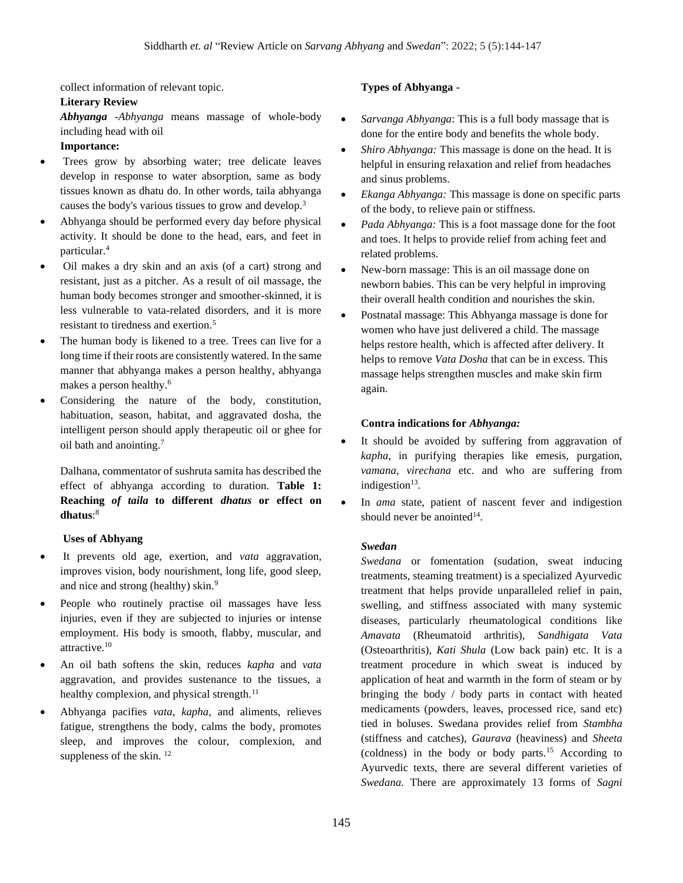collect information of relevant topic.

**Literary Review**

***Abhyanga*** -*Abhyanga* means massage of whole-body including head with oil

**Importance:**

- Trees grow by absorbing water; tree delicate leaves develop in response to water absorption, same as body tissues known as dhatu do. In other words, taila abhyanga causes the body's various tissues to grow and develop.[3]
- Abhyanga should be performed every day before physical activity. It should be done to the head, ears, and feet in particular.[4]
- Oil makes a dry skin and an axis (of a cart) strong and resistant, just as a pitcher. As a result of oil massage, the human body becomes stronger and smoother-skinned, it is less vulnerable to vata-related disorders, and it is more resistant to tiredness and exertion.[5]
- The human body is likened to a tree. Trees can live for a long time if their roots are consistently watered. In the same manner that abhyanga makes a person healthy, abhyanga makes a person healthy.[6]
- Considering the nature of the body, constitution, habituation, season, habitat, and aggravated dosha, the intelligent person should apply therapeutic oil or ghee for oil bath and anointing.[7]

Dalhana, commentator of sushruta samita has described the effect of abhyanga according to duration. **Table 1: Reaching *of taila* to different *dhatus* or effect on dhatus**:[8]

**Uses of Abhyang**

- It prevents old age, exertion, and *vata* aggravation, improves vision, body nourishment, long life, good sleep, and nice and strong (healthy) skin.[9]
- People who routinely practise oil massages have less injuries, even if they are subjected to injuries or intense employment. His body is smooth, flabby, muscular, and attractive.[10]
- An oil bath softens the skin, reduces *kapha* and *vata* aggravation, and provides sustenance to the tissues, a healthy complexion, and physical strength.[11]
- Abhyanga pacifies *vata*, *kapha*, and aliments, relieves fatigue, strengthens the body, calms the body, promotes sleep, and improves the colour, complexion, and suppleness of the skin.[12]

**Types of Abhyanga -**

- *Sarvanga Abhyanga*: This is a full body massage that is done for the entire body and benefits the whole body.
- *Shiro Abhyanga:* This massage is done on the head. It is helpful in ensuring relaxation and relief from headaches and sinus problems.
- *Ekanga Abhyanga:* This massage is done on specific parts of the body, to relieve pain or stiffness.
- *Pada Abhyanga:* This is a foot massage done for the foot and toes. It helps to provide relief from aching feet and related problems.
- New-born massage: This is an oil massage done on newborn babies. This can be very helpful in improving their overall health condition and nourishes the skin.
- Postnatal massage: This Abhyanga massage is done for women who have just delivered a child. The massage helps restore health, which is affected after delivery. It helps to remove *Vata Dosha* that can be in excess. This massage helps strengthen muscles and make skin firm again.

**Contra indications for *Abhyanga:***

- It should be avoided by suffering from aggravation of *kapha*, in purifying therapies like emesis, purgation, *vamana*, *virechana* etc. and who are suffering from indigestion[13].
- In *ama* state, patient of nascent fever and indigestion should never be anointed[14].

***Swedan***

*Swedana* or fomentation (sudation, sweat inducing treatments, steaming treatment) is a specialized Ayurvedic treatment that helps provide unparalleled relief in pain, swelling, and stiffness associated with many systemic diseases, particularly rheumatological conditions like *Amavata* (Rheumatoid arthritis), *Sandhigata Vata* (Osteoarthritis), *Kati Shula* (Low back pain) etc. It is a treatment procedure in which sweat is induced by application of heat and warmth in the form of steam or by bringing the body / body parts in contact with heated medicaments (powders, leaves, processed rice, sand etc) tied in boluses. Swedana provides relief from *Stambha* (stiffness and catches), *Gaurava* (heaviness) and *Sheeta* (coldness) in the body or body parts.[15] According to Ayurvedic texts, there are several different varieties of *Swedana.* There are approximately 13 forms of *Sagni*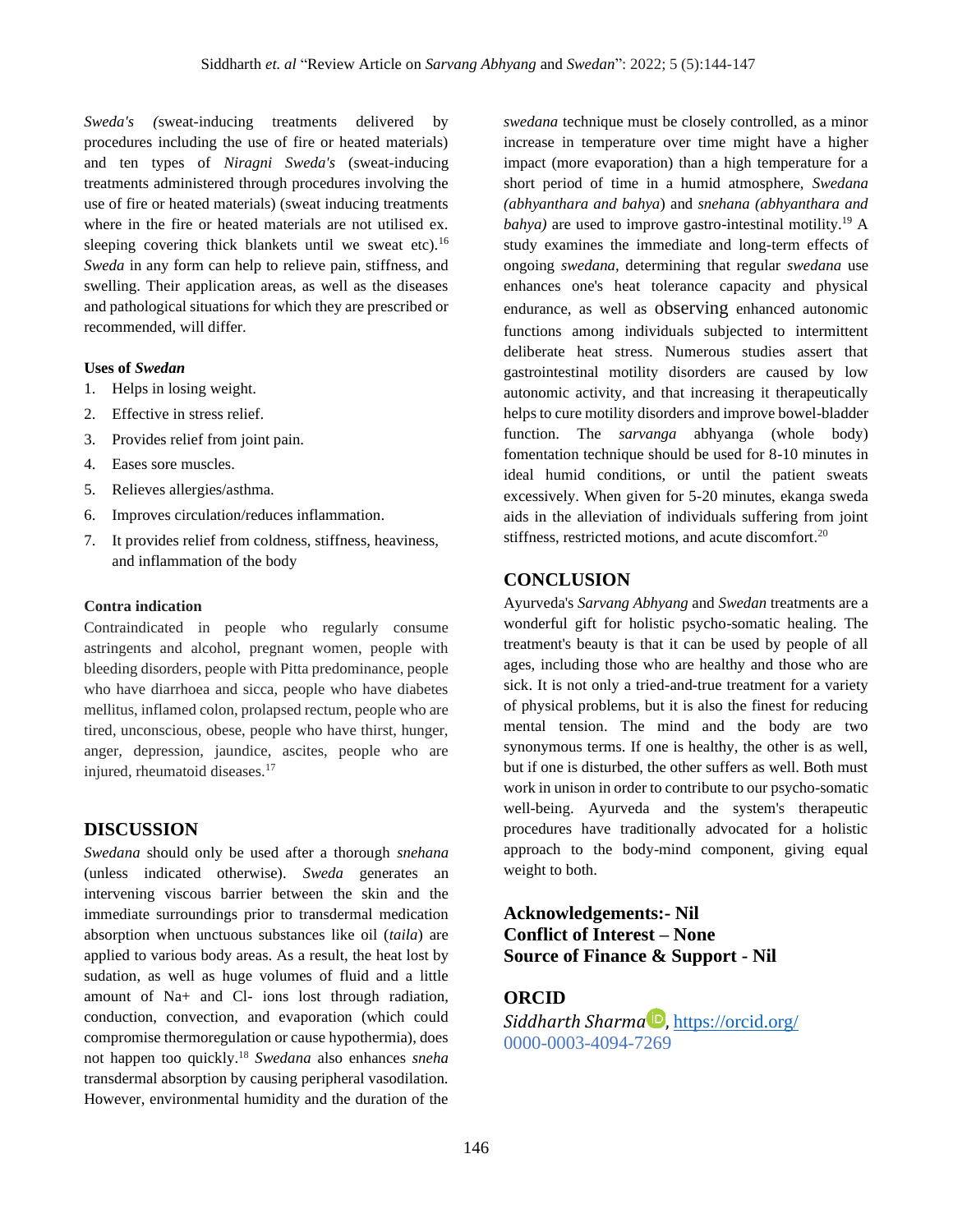*Sweda's (*sweat-inducing treatments delivered by procedures including the use of fire or heated materials) and ten types of *Niragni Sweda's* (sweat-inducing treatments administered through procedures involving the use of fire or heated materials) (sweat inducing treatments where in the fire or heated materials are not utilised ex. sleeping covering thick blankets until we sweat etc).[16] *Sweda* in any form can help to relieve pain, stiffness, and swelling. Their application areas, as well as the diseases and pathological situations for which they are prescribed or recommended, will differ.

**Uses of *Swedan***

1. Helps in losing weight.
2. Effective in stress relief.
3. Provides relief from joint pain.
4. Eases sore muscles.
5. Relieves allergies/asthma.
6. Improves circulation/reduces inflammation.
7. It provides relief from coldness, stiffness, heaviness, and inflammation of the body

**Contra indication**

Contraindicated in people who regularly consume astringents and alcohol, pregnant women, people with bleeding disorders, people with Pitta predominance, people who have diarrhoea and sicca, people who have diabetes mellitus, inflamed colon, prolapsed rectum, people who are tired, unconscious, obese, people who have thirst, hunger, anger, depression, jaundice, ascites, people who are injured, rheumatoid diseases.[17]

## DISCUSSION

*Swedana* should only be used after a thorough *snehana* (unless indicated otherwise). *Sweda* generates an intervening viscous barrier between the skin and the immediate surroundings prior to transdermal medication absorption when unctuous substances like oil (*taila*) are applied to various body areas. As a result, the heat lost by sudation, as well as huge volumes of fluid and a little amount of $Na^+$ and $Cl^-$ ions lost through radiation, conduction, convection, and evaporation (which could compromise thermoregulation or cause hypothermia), does not happen too quickly.[18] *Swedana* also enhances *sneha* transdermal absorption by causing peripheral vasodilation. However, environmental humidity and the duration of the *swedana* technique must be closely controlled, as a minor increase in temperature over time might have a higher impact (more evaporation) than a high temperature for a short period of time in a humid atmosphere, *Swedana (abhyanthara and bahya*) and *snehana (abhyanthara and bahya)* are used to improve gastro-intestinal motility.[19] A study examines the immediate and long-term effects of ongoing *swedana*, determining that regular *swedana* use enhances one's heat tolerance capacity and physical endurance, as well as observing enhanced autonomic functions among individuals subjected to intermittent deliberate heat stress. Numerous studies assert that gastrointestinal motility disorders are caused by low autonomic activity, and that increasing it therapeutically helps to cure motility disorders and improve bowel-bladder function. The *sarvanga* abhyanga (whole body) fomentation technique should be used for 8-10 minutes in ideal humid conditions, or until the patient sweats excessively. When given for 5-20 minutes, ekanga sweda aids in the alleviation of individuals suffering from joint stiffness, restricted motions, and acute discomfort.[20]

## CONCLUSION

Ayurveda's *Sarvang Abhyang* and *Swedan* treatments are a wonderful gift for holistic psycho-somatic healing. The treatment's beauty is that it can be used by people of all ages, including those who are healthy and those who are sick. It is not only a tried-and-true treatment for a variety of physical problems, but it is also the finest for reducing mental tension. The mind and the body are two synonymous terms. If one is healthy, the other is as well, but if one is disturbed, the other suffers as well. Both must work in unison in order to contribute to our psycho-somatic well-being. Ayurveda and the system's therapeutic procedures have traditionally advocated for a holistic approach to the body-mind component, giving equal weight to both.

**Acknowledgements:- Nil**
**Conflict of Interest – None**
**Source of Finance & Support - Nil**

## ORCID

*Siddharth Sharma*, https://orcid.org/0000-0003-4094-7269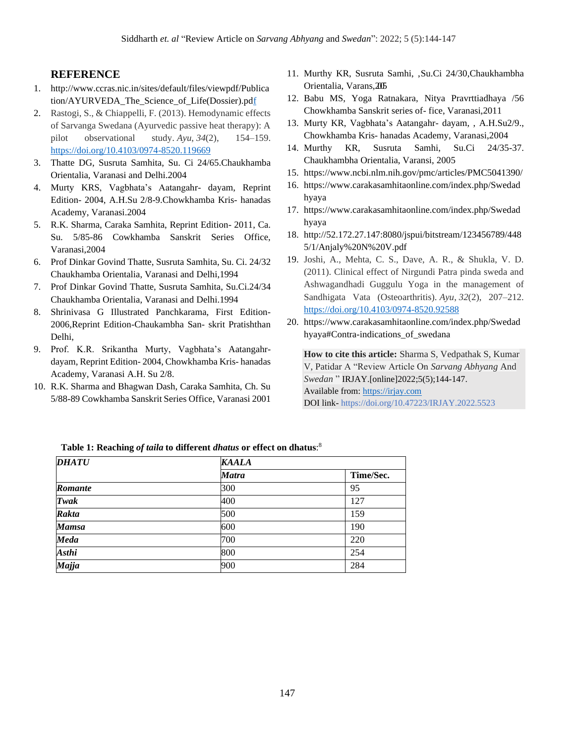## REFERENCE

1. http://www.ccras.nic.in/sites/default/files/viewpdf/Publication/AYURVEDA_The_Science_of_Life(Dossier).pdf
2. Rastogi, S., & Chiappelli, F. (2013). Hemodynamic effects of Sarvanga Swedana (Ayurvedic passive heat therapy): A pilot observational study. *Ayu*, *34*(2), 154–159. https://doi.org/10.4103/0974-8520.119669
3. Thatte DG, Susruta Samhita, Su. Ci 24/65.Chaukhamba Orientalia, Varanasi and Delhi.2004
4. Murty KRS, Vagbhata's Aatangahr- dayam, Reprint Edition- 2004, A.H.Su 2/8-9.Chowkhamba Kris- hanadas Academy, Varanasi.2004
5. R.K. Sharma, Caraka Samhita, Reprint Edition- 2011, Ca. Su. 5/85-86 Cowkhamba Sanskrit Series Office, Varanasi,2004
6. Prof Dinkar Govind Thatte, Susruta Samhita, Su. Ci. 24/32 Chaukhamba Orientalia, Varanasi and Delhi,1994
7. Prof Dinkar Govind Thatte, Susruta Samhita, Su.Ci.24/34 Chaukhamba Orientalia, Varanasi and Delhi.1994
8. Shrinivasa G Illustrated Panchkarama, First Edition-2006,Reprint Edition-Chaukambha San- skrit Pratishthan Delhi,
9. Prof. K.R. Srikantha Murty, Vagbhata's Aatangahr-dayam, Reprint Edition- 2004, Chowkhamba Kris- hanadas Academy, Varanasi A.H. Su 2/8.
10. R.K. Sharma and Bhagwan Dash, Caraka Samhita, Ch. Su 5/88-89 Cowkhamba Sanskrit Series Office, Varanasi 2001
11. Murthy KR, Susruta Samhi, ,Su.Ci 24/30,Chaukhambha Orientalia, Varans,2005
12. Babu MS, Yoga Ratnakara, Nitya Pravrttiadhaya /56 Chowkhamba Sanskrit series of- fice, Varanasi,2011
13. Murty KR, Vagbhata's Aatangahr- dayam, , A.H.Su2/9., Chowkhamba Kris- hanadas Academy, Varanasi,2004
14. Murthy KR, Susruta Samhi, Su.Ci 24/35-37. Chaukhambha Orientalia, Varansi, 2005
15. https://www.ncbi.nlm.nih.gov/pmc/articles/PMC5041390/
16. https://www.carakasamhitaonline.com/index.php/Swedadhyaya
17. https://www.carakasamhitaonline.com/index.php/Swedadhyaya
18. http://52.172.27.147:8080/jspui/bitstream/123456789/4485/1/Anjaly%20N%20V.pdf
19. Joshi, A., Mehta, C. S., Dave, A. R., & Shukla, V. D. (2011). Clinical effect of Nirgundi Patra pinda sweda and Ashwagandhadi Guggulu Yoga in the management of Sandhigata Vata (Osteoarthritis). *Ayu*, *32*(2), 207–212. https://doi.org/10.4103/0974-8520.92588
20. https://www.carakasamhitaonline.com/index.php/Swedadhyaya#Contra-indications_of_swedana

**How to cite this article:** Sharma S, Vedpathak S, Kumar V, Patidar A "Review Article On *Sarvang Abhyang* And *Swedan* " IRJAY.[online]2022;5(5);144-147.
Available from: https://irjay.com
DOI link- https://doi.org/10.47223/IRJAY.2022.5523

**Table 1: Reaching *of taila* to different *dhatus* or effect on dhatus**:[8]

| ***DHATU*** | ***KAALA*** | |
|---|---|---|
| | ***Matra*** | **Time/Sec.** |
| ***Romante*** | 300 | 95 |
| ***Twak*** | 400 | 127 |
| ***Rakta*** | 500 | 159 |
| ***Mamsa*** | 600 | 190 |
| ***Meda*** | 700 | 220 |
| ***Asthi*** | 800 | 254 |
| ***Majja*** | 900 | 284 |